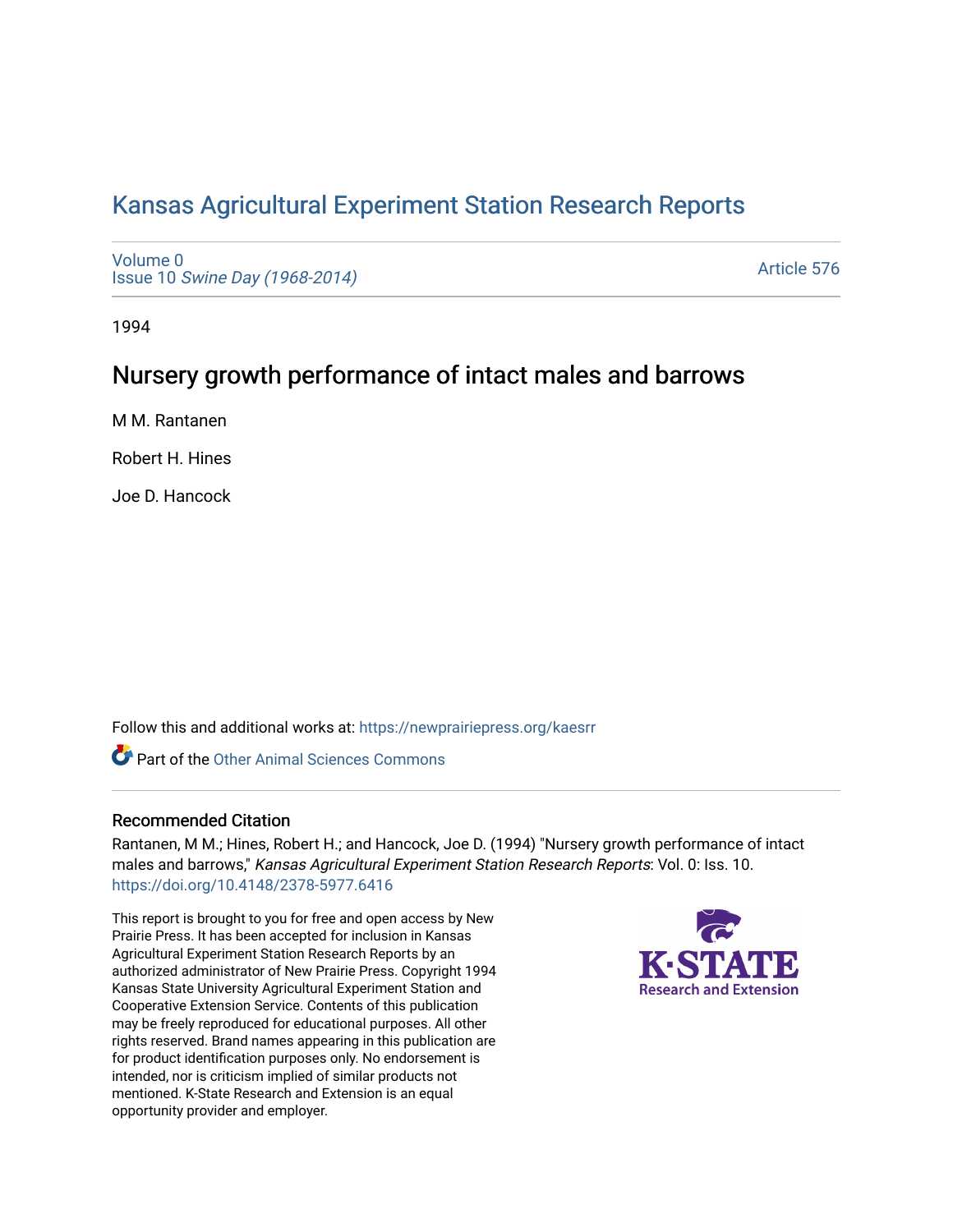# Kansas Agricultural Experiment Station Research Reports

Volume 0
Issue 10 *Swine Day (1968-2014)*

Article 576

1994

## Nursery growth performance of intact males and barrows

M M. Rantanen

Robert H. Hines

Joe D. Hancock

Follow this and additional works at: https://newprairiepress.org/kaesrr

Part of the Other Animal Sciences Commons

### Recommended Citation

Rantanen, M M.; Hines, Robert H.; and Hancock, Joe D. (1994) "Nursery growth performance of intact males and barrows," *Kansas Agricultural Experiment Station Research Reports*: Vol. 0: Iss. 10. https://doi.org/10.4148/2378-5977.6416

This report is brought to you for free and open access by New Prairie Press. It has been accepted for inclusion in Kansas Agricultural Experiment Station Research Reports by an authorized administrator of New Prairie Press. Copyright 1994 Kansas State University Agricultural Experiment Station and Cooperative Extension Service. Contents of this publication may be freely reproduced for educational purposes. All other rights reserved. Brand names appearing in this publication are for product identification purposes only. No endorsement is intended, nor is criticism implied of similar products not mentioned. K-State Research and Extension is an equal opportunity provider and employer.

K-STATE Research and Extension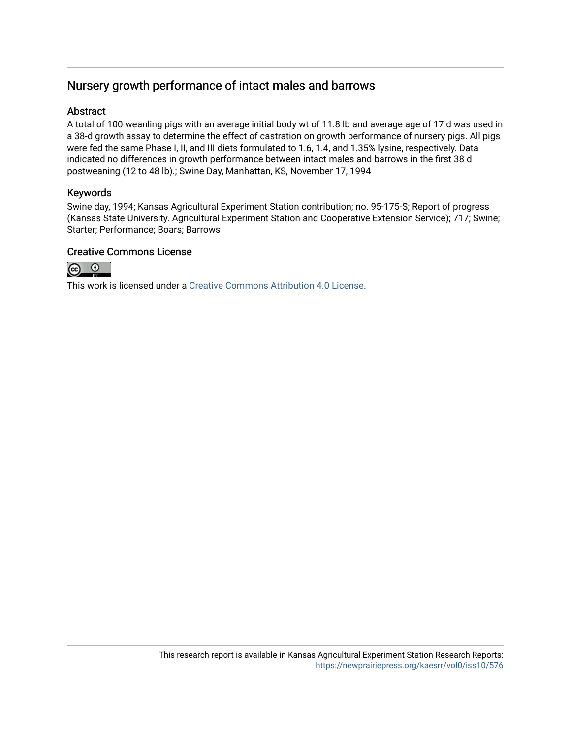## Nursery growth performance of intact males and barrows

### Abstract

A total of 100 weanling pigs with an average initial body wt of 11.8 lb and average age of 17 d was used in a 38-d growth assay to determine the effect of castration on growth performance of nursery pigs. All pigs were fed the same Phase I, II, and III diets formulated to 1.6, 1.4, and 1.35% lysine, respectively. Data indicated no differences in growth performance between intact males and barrows in the first 38 d postweaning (12 to 48 lb).; Swine Day, Manhattan, KS, November 17, 1994

### Keywords

Swine day, 1994; Kansas Agricultural Experiment Station contribution; no. 95-175-S; Report of progress (Kansas State University. Agricultural Experiment Station and Cooperative Extension Service); 717; Swine; Starter; Performance; Boars; Barrows

### Creative Commons License

This work is licensed under a Creative Commons Attribution 4.0 License.

This research report is available in Kansas Agricultural Experiment Station Research Reports: https://newprairiepress.org/kaesrr/vol0/iss10/576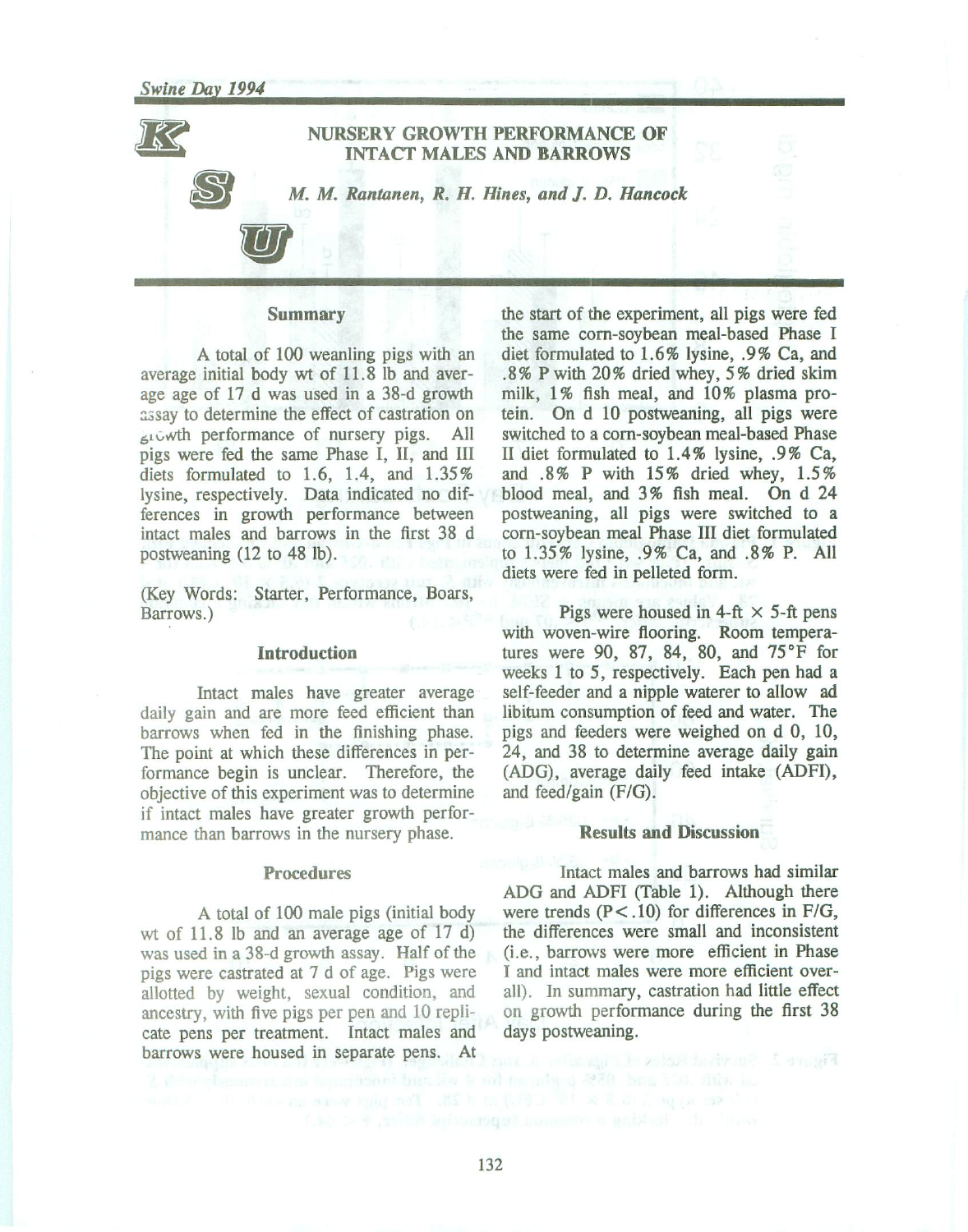# NURSERY GROWTH PERFORMANCE OF INTACT MALES AND BARROWS

*M. M. Rantanen, R. H. Hines, and J. D. Hancock*

## Summary

A total of 100 weanling pigs with an average initial body wt of 11.8 lb and average age of 17 d was used in a 38-d growth assay to determine the effect of castration on growth performance of nursery pigs. All pigs were fed the same Phase I, II, and III diets formulated to 1.6, 1.4, and 1.35% lysine, respectively. Data indicated no differences in growth performance between intact males and barrows in the first 38 d postweaning (12 to 48 lb).

(Key Words: Starter, Performance, Boars, Barrows.)

## Introduction

Intact males have greater average daily gain and are more feed efficient than barrows when fed in the finishing phase. The point at which these differences in performance begin is unclear. Therefore, the objective of this experiment was to determine if intact males have greater growth performance than barrows in the nursery phase.

## Procedures

A total of 100 male pigs (initial body wt of 11.8 lb and an average age of 17 d) was used in a 38-d growth assay. Half of the pigs were castrated at 7 d of age. Pigs were allotted by weight, sexual condition, and ancestry, with five pigs per pen and 10 replicate pens per treatment. Intact males and barrows were housed in separate pens. At the start of the experiment, all pigs were fed the same corn-soybean meal-based Phase I diet formulated to 1.6% lysine, .9% Ca, and .8% P with 20% dried whey, 5% dried skim milk, 1% fish meal, and 10% plasma protein. On d 10 postweaning, all pigs were switched to a corn-soybean meal-based Phase II diet formulated to 1.4% lysine, .9% Ca, and .8% P with 15% dried whey, 1.5% blood meal, and 3% fish meal. On d 24 postweaning, all pigs were switched to a corn-soybean meal Phase III diet formulated to 1.35% lysine, .9% Ca, and .8% P. All diets were fed in pelleted form.

Pigs were housed in 4-ft × 5-ft pens with woven-wire flooring. Room temperatures were 90, 87, 84, 80, and 75°F for weeks 1 to 5, respectively. Each pen had a self-feeder and a nipple waterer to allow ad libitum consumption of feed and water. The pigs and feeders were weighed on d 0, 10, 24, and 38 to determine average daily gain (ADG), average daily feed intake (ADFI), and feed/gain (F/G).

## Results and Discussion

Intact males and barrows had similar ADG and ADFI (Table 1). Although there were trends ($P < .10$) for differences in F/G, the differences were small and inconsistent (i.e., barrows were more efficient in Phase I and intact males were more efficient overall). In summary, castration had little effect on growth performance during the first 38 days postweaning.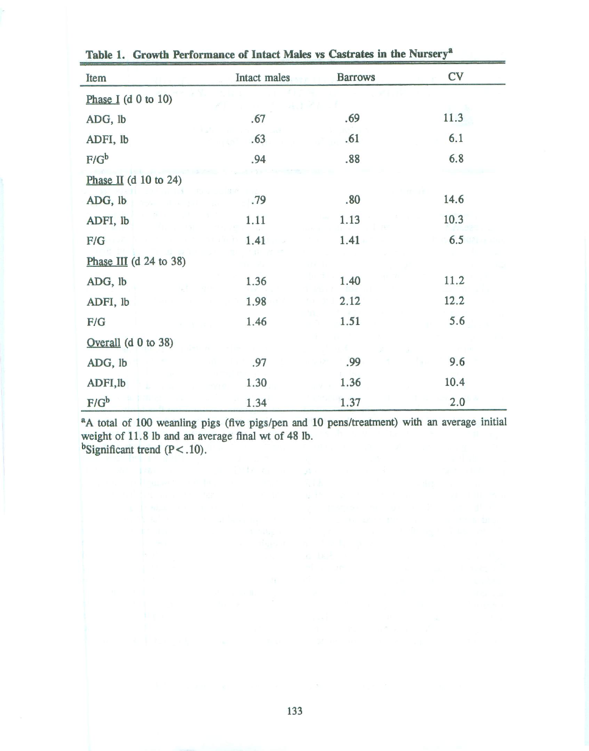**Table 1. Growth Performance of Intact Males vs Castrates in the Nursery[a]**

| Item | Intact males | Barrows | CV |
|---|---|---|---|
| Phase I (d 0 to 10) | | | |
| ADG, lb | .67 | .69 | 11.3 |
| ADFI, lb | .63 | .61 | 6.1 |
| F/G[b] | .94 | .88 | 6.8 |
| Phase II (d 10 to 24) | | | |
| ADG, lb | .79 | .80 | 14.6 |
| ADFI, lb | 1.11 | 1.13 | 10.3 |
| F/G | 1.41 | 1.41 | 6.5 |
| Phase III (d 24 to 38) | | | |
| ADG, lb | 1.36 | 1.40 | 11.2 |
| ADFI, lb | 1.98 | 2.12 | 12.2 |
| F/G | 1.46 | 1.51 | 5.6 |
| Overall (d 0 to 38) | | | |
| ADG, lb | .97 | .99 | 9.6 |
| ADFI,lb | 1.30 | 1.36 | 10.4 |
| F/G[b] | 1.34 | 1.37 | 2.0 |

[a]A total of 100 weanling pigs (five pigs/pen and 10 pens/treatment) with an average initial weight of 11.8 lb and an average final wt of 48 lb.
[b]Significant trend ($P < .10$).